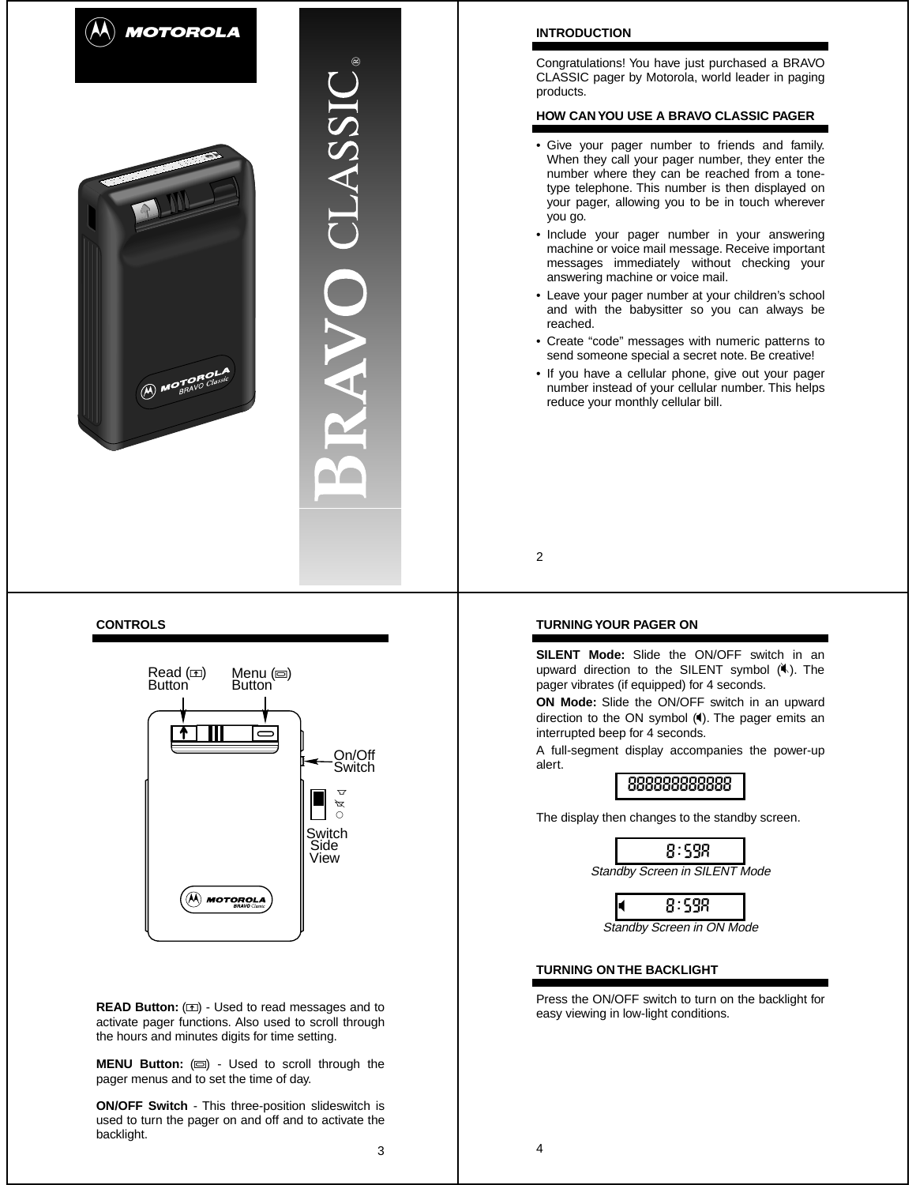MOTOROLA

BRAVO CLASSIC®

## INTRODUCTION

Congratulations! You have just purchased a BRAVO CLASSIC pager by Motorola, world leader in paging products.

## HOW CAN YOU USE A BRAVO CLASSIC PAGER

- Give your pager number to friends and family. When they call your pager number, they enter the number where they can be reached from a tone-type telephone. This number is then displayed on your pager, allowing you to be in touch wherever you go.
- Include your pager number in your answering machine or voice mail message. Receive important messages immediately without checking your answering machine or voice mail.
- Leave your pager number at your children's school and with the babysitter so you can always be reached.
- Create "code" messages with numeric patterns to send someone special a secret note. Be creative!
- If you have a cellular phone, give out your pager number instead of your cellular number. This helps reduce your monthly cellular bill.

## CONTROLS

Read Button

Menu Button

On/Off Switch

Switch Side View

**READ Button:** - Used to read messages and to activate pager functions. Also used to scroll through the hours and minutes digits for time setting.

**MENU Button:** - Used to scroll through the pager menus and to set the time of day.

**ON/OFF Switch** - This three-position slideswitch is used to turn the pager on and off and to activate the backlight.

## TURNING YOUR PAGER ON

**SILENT Mode:** Slide the ON/OFF switch in an upward direction to the SILENT symbol. The pager vibrates (if equipped) for 4 seconds.

**ON Mode:** Slide the ON/OFF switch in an upward direction to the ON symbol. The pager emits an interrupted beep for 4 seconds.

A full-segment display accompanies the power-up alert.

888888888888

The display then changes to the standby screen.

8:59A

*Standby Screen in SILENT Mode*

8:59A

*Standby Screen in ON Mode*

## TURNING ON THE BACKLIGHT

Press the ON/OFF switch to turn on the backlight for easy viewing in low-light conditions.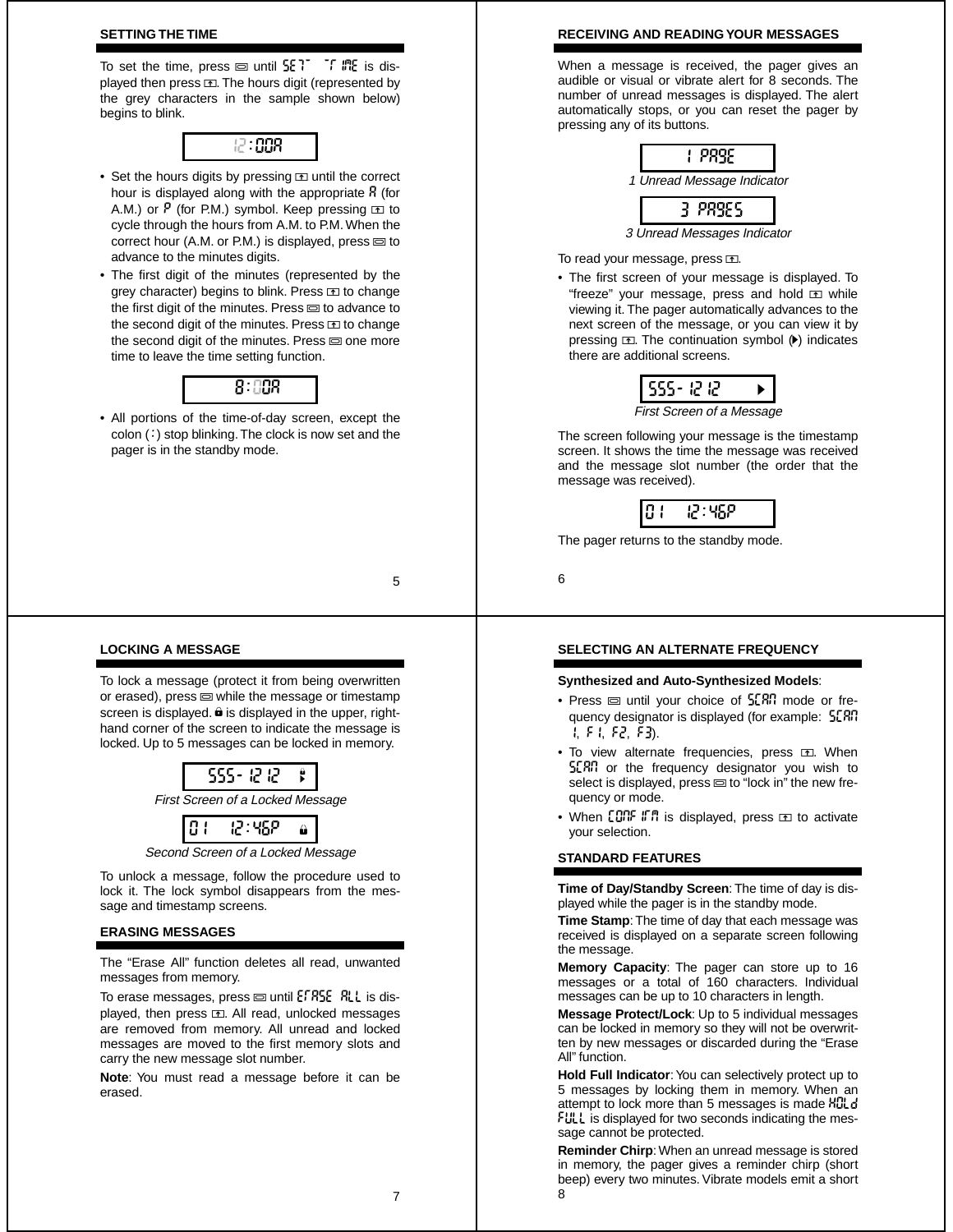## SETTING THE TIME

To set the time, press ▭ until SET TIME is displayed then press ⊡. The hours digit (represented by the grey characters in the sample shown below) begins to blink.

12:00A

- Set the hours digits by pressing ⊡ until the correct hour is displayed along with the appropriate A (for A.M.) or P (for P.M.) symbol. Keep pressing ⊡ to cycle through the hours from A.M. to P.M. When the correct hour (A.M. or P.M.) is displayed, press ▭ to advance to the minutes digits.
- The first digit of the minutes (represented by the grey character) begins to blink. Press ⊡ to change the first digit of the minutes. Press ▭ to advance to the second digit of the minutes. Press ⊡ to change the second digit of the minutes. Press ▭ one more time to leave the time setting function.

8:00A

- All portions of the time-of-day screen, except the colon (:) stop blinking. The clock is now set and the pager is in the standby mode.

## RECEIVING AND READING YOUR MESSAGES

When a message is received, the pager gives an audible or visual or vibrate alert for 8 seconds. The number of unread messages is displayed. The alert automatically stops, or you can reset the pager by pressing any of its buttons.

1 PAGE

*1 Unread Message Indicator*

3 PAGES

*3 Unread Messages Indicator*

To read your message, press ⊡.

- The first screen of your message is displayed. To "freeze" your message, press and hold ⊡ while viewing it. The pager automatically advances to the next screen of the message, or you can view it by pressing ⊡. The continuation symbol (▶) indicates there are additional screens.

555-1212 ▶

*First Screen of a Message*

The screen following your message is the timestamp screen. It shows the time the message was received and the message slot number (the order that the message was received).

01 12:46P

The pager returns to the standby mode.

## LOCKING A MESSAGE

To lock a message (protect it from being overwritten or erased), press ▭ while the message or timestamp screen is displayed. 🔒 is displayed in the upper, right-hand corner of the screen to indicate the message is locked. Up to 5 messages can be locked in memory.

555-1212 🔒

*First Screen of a Locked Message*

01 12:46P 🔒

*Second Screen of a Locked Message*

To unlock a message, follow the procedure used to lock it. The lock symbol disappears from the message and timestamp screens.

## ERASING MESSAGES

The "Erase All" function deletes all read, unwanted messages from memory.

To erase messages, press ▭ until ERASE ALL is displayed, then press ⊡. All read, unlocked messages are removed from memory. All unread and locked messages are moved to the first memory slots and carry the new message slot number.

**Note**: You must read a message before it can be erased.

## SELECTING AN ALTERNATE FREQUENCY

**Synthesized and Auto-Synthesized Models**:

- Press ▭ until your choice of SCAN mode or frequency designator is displayed (for example: SCAN 1, F1, F2, F3).
- To view alternate frequencies, press ⊡. When SCAN or the frequency designator you wish to select is displayed, press ▭ to "lock in" the new frequency or mode.
- When CONFIRM is displayed, press ⊡ to activate your selection.

## STANDARD FEATURES

**Time of Day/Standby Screen**: The time of day is displayed while the pager is in the standby mode.

**Time Stamp**: The time of day that each message was received is displayed on a separate screen following the message.

**Memory Capacity**: The pager can store up to 16 messages or a total of 160 characters. Individual messages can be up to 10 characters in length.

**Message Protect/Lock**: Up to 5 individual messages can be locked in memory so they will not be overwritten by new messages or discarded during the "Erase All" function.

**Hold Full Indicator**: You can selectively protect up to 5 messages by locking them in memory. When an attempt to lock more than 5 messages is made HOLd FULL is displayed for two seconds indicating the message cannot be protected.

**Reminder Chirp**: When an unread message is stored in memory, the pager gives a reminder chirp (short beep) every two minutes. Vibrate models emit a short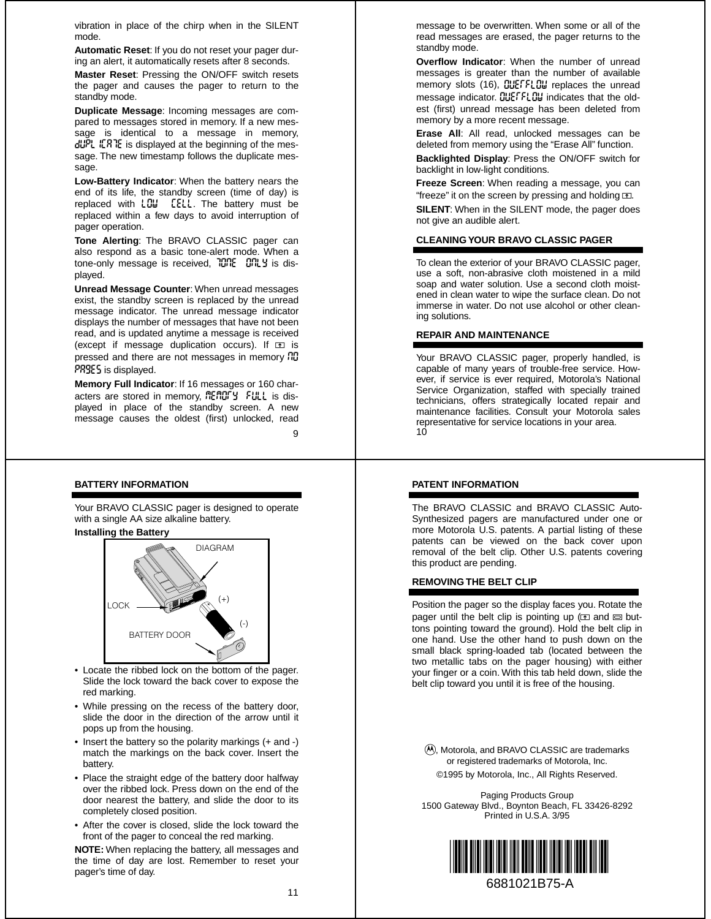vibration in place of the chirp when in the SILENT mode.

**Automatic Reset**: If you do not reset your pager during an alert, it automatically resets after 8 seconds.

**Master Reset**: Pressing the ON/OFF switch resets the pager and causes the pager to return to the standby mode.

**Duplicate Message**: Incoming messages are compared to messages stored in memory. If a new message is identical to a message in memory, dUPLICATE is displayed at the beginning of the message. The new timestamp follows the duplicate message.

**Low-Battery Indicator**: When the battery nears the end of its life, the standby screen (time of day) is replaced with LOW CELL. The battery must be replaced within a few days to avoid interruption of pager operation.

**Tone Alerting**: The BRAVO CLASSIC pager can also respond as a basic tone-alert mode. When a tone-only message is received, TONE ONLY is displayed.

**Unread Message Counter**: When unread messages exist, the standby screen is replaced by the unread message indicator. The unread message indicator displays the number of messages that have not been read, and is updated anytime a message is received (except if message duplication occurs). If ⊞ is pressed and there are not messages in memory NO PAGES is displayed.

**Memory Full Indicator**: If 16 messages or 160 characters are stored in memory, MEMORY FULL is displayed in place of the standby screen. A new message causes the oldest (first) unlocked, read message to be overwritten. When some or all of the read messages are erased, the pager returns to the standby mode.

**Overflow Indicator**: When the number of unread messages is greater than the number of available memory slots (16), OVERFLOW replaces the unread message indicator. OVERFLOW indicates that the oldest (first) unread message has been deleted from memory by a more recent message.

**Erase All**: All read, unlocked messages can be deleted from memory using the “Erase All” function.

**Backlighted Display**: Press the ON/OFF switch for backlight in low-light conditions.

**Freeze Screen**: When reading a message, you can “freeze” it on the screen by pressing and holding ⊞.

**SILENT**: When in the SILENT mode, the pager does not give an audible alert.

## CLEANING YOUR BRAVO CLASSIC PAGER

To clean the exterior of your BRAVO CLASSIC pager, use a soft, non-abrasive cloth moistened in a mild soap and water solution. Use a second cloth moistened in clean water to wipe the surface clean. Do not immerse in water. Do not use alcohol or other cleaning solutions.

## REPAIR AND MAINTENANCE

Your BRAVO CLASSIC pager, properly handled, is capable of many years of trouble-free service. However, if service is ever required, Motorola’s National Service Organization, staffed with specially trained technicians, offers strategically located repair and maintenance facilities. Consult your Motorola sales representative for service locations in your area.

## BATTERY INFORMATION

Your BRAVO CLASSIC pager is designed to operate with a single AA size alkaline battery.

**Installing the Battery**

DIAGRAM
LOCK
(+)
(-)
BATTERY DOOR

- Locate the ribbed lock on the bottom of the pager. Slide the lock toward the back cover to expose the red marking.
- While pressing on the recess of the battery door, slide the door in the direction of the arrow until it pops up from the housing.
- Insert the battery so the polarity markings (+ and -) match the markings on the back cover. Insert the battery.
- Place the straight edge of the battery door halfway over the ribbed lock. Press down on the end of the door nearest the battery, and slide the door to its completely closed position.
- After the cover is closed, slide the lock toward the front of the pager to conceal the red marking.

**NOTE:** When replacing the battery, all messages and the time of day are lost. Remember to reset your pager’s time of day.

## PATENT INFORMATION

The BRAVO CLASSIC and BRAVO CLASSIC Auto-Synthesized pagers are manufactured under one or more Motorola U.S. patents. A partial listing of these patents can be viewed on the back cover upon removal of the belt clip. Other U.S. patents covering this product are pending.

## REMOVING THE BELT CLIP

Position the pager so the display faces you. Rotate the pager until the belt clip is pointing up (⊞ and ⊟ buttons pointing toward the ground). Hold the belt clip in one hand. Use the other hand to push down on the small black spring-loaded tab (located between the two metallic tabs on the pager housing) with either your finger or a coin. With this tab held down, slide the belt clip toward you until it is free of the housing.

Ⓜ, Motorola, and BRAVO CLASSIC are trademarks or registered trademarks of Motorola, Inc.

©1995 by Motorola, Inc., All Rights Reserved.

Paging Products Group
1500 Gateway Blvd., Boynton Beach, FL 33426-8292
Printed in U.S.A. 3/95

6881021B75-A